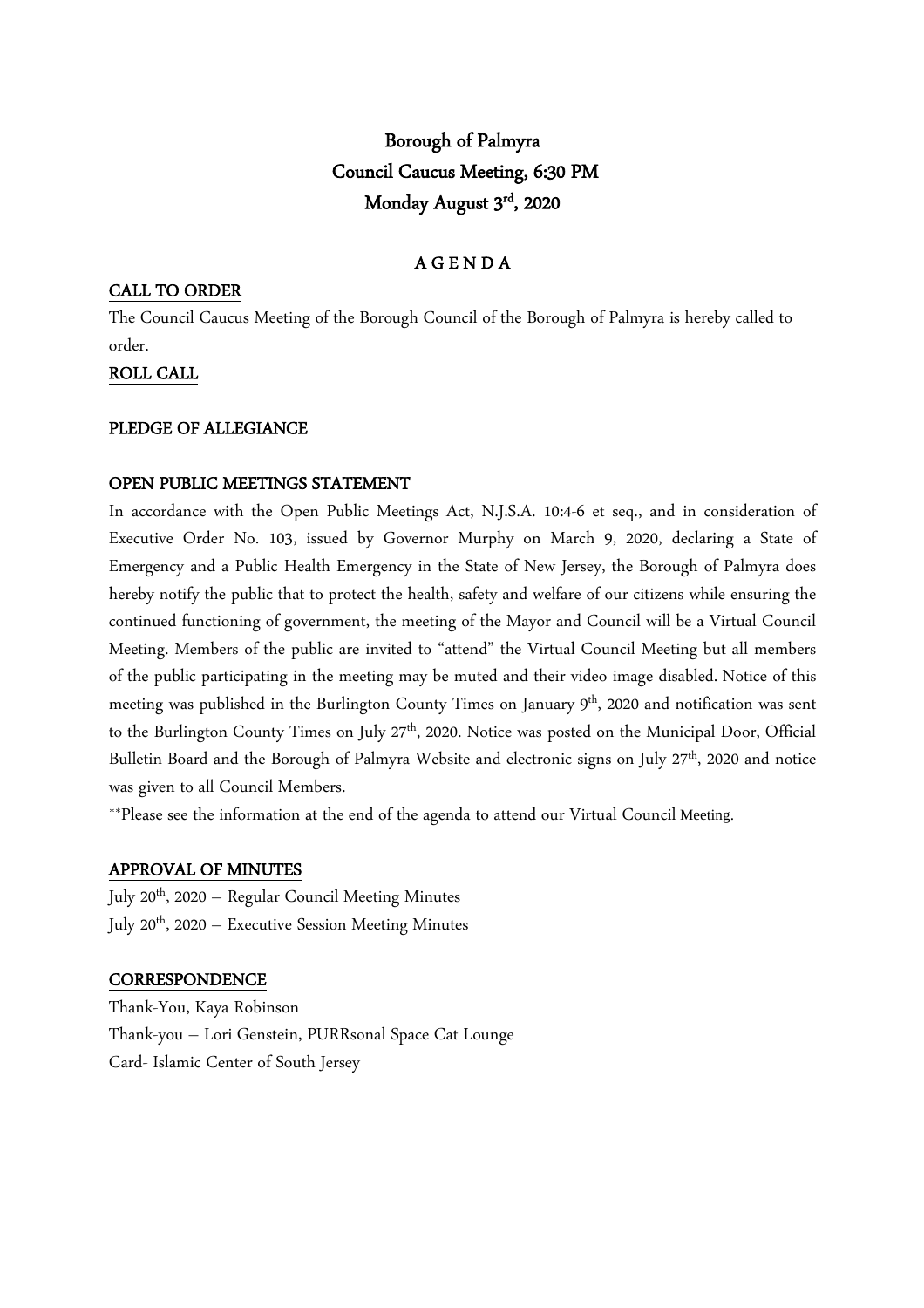# Borough of Palmyra
# Council Caucus Meeting, 6:30 PM
# Monday August 3rd, 2020

## A G E N D A

**CALL TO ORDER**

The Council Caucus Meeting of the Borough Council of the Borough of Palmyra is hereby called to order.

**ROLL CALL**

**PLEDGE OF ALLEGIANCE**

**OPEN PUBLIC MEETINGS STATEMENT**

In accordance with the Open Public Meetings Act, N.J.S.A. 10:4-6 et seq., and in consideration of Executive Order No. 103, issued by Governor Murphy on March 9, 2020, declaring a State of Emergency and a Public Health Emergency in the State of New Jersey, the Borough of Palmyra does hereby notify the public that to protect the health, safety and welfare of our citizens while ensuring the continued functioning of government, the meeting of the Mayor and Council will be a Virtual Council Meeting. Members of the public are invited to "attend" the Virtual Council Meeting but all members of the public participating in the meeting may be muted and their video image disabled. Notice of this meeting was published in the Burlington County Times on January 9th, 2020 and notification was sent to the Burlington County Times on July 27th, 2020. Notice was posted on the Municipal Door, Official Bulletin Board and the Borough of Palmyra Website and electronic signs on July 27th, 2020 and notice was given to all Council Members.

**Please see the information at the end of the agenda to attend our Virtual Council Meeting.

**APPROVAL OF MINUTES**

July 20th, 2020 – Regular Council Meeting Minutes

July 20th, 2020 – Executive Session Meeting Minutes

**CORRESPONDENCE**

Thank-You, Kaya Robinson

Thank-you – Lori Genstein, PURRsonal Space Cat Lounge

Card- Islamic Center of South Jersey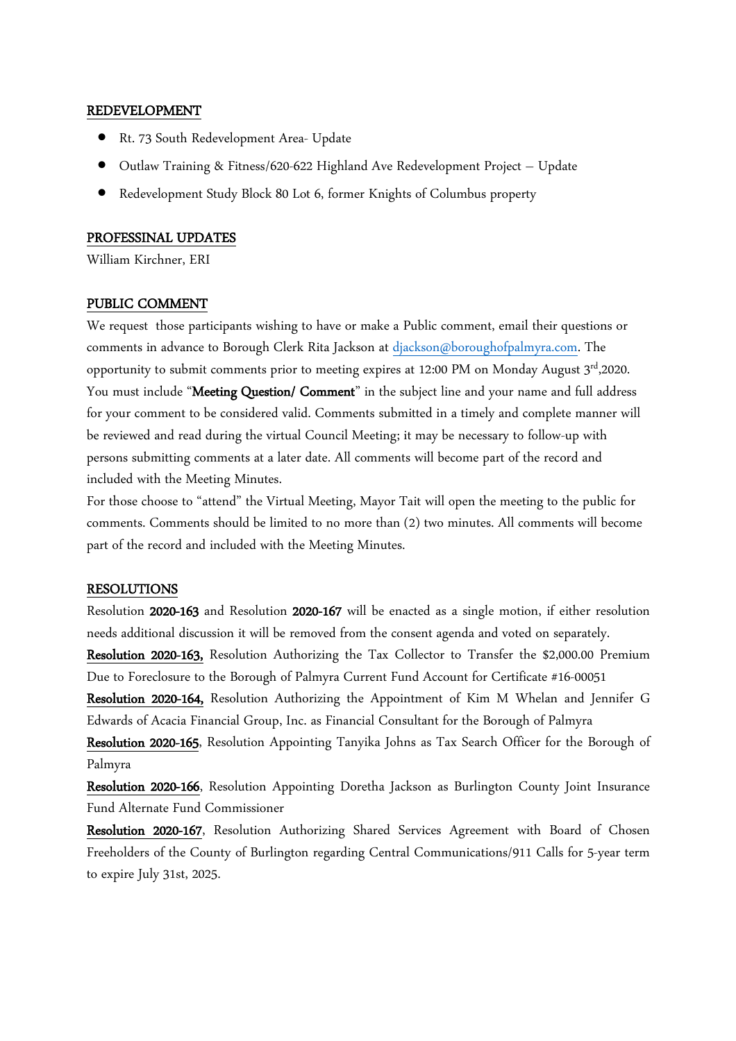## REDEVELOPMENT

- Rt. 73 South Redevelopment Area- Update
- Outlaw Training & Fitness/620-622 Highland Ave Redevelopment Project – Update
- Redevelopment Study Block 80 Lot 6, former Knights of Columbus property

## PROFESSINAL UPDATES

William Kirchner, ERI

## PUBLIC COMMENT

We request those participants wishing to have or make a Public comment, email their questions or comments in advance to Borough Clerk Rita Jackson at djackson@boroughofpalmyra.com. The opportunity to submit comments prior to meeting expires at 12:00 PM on Monday August 3rd,2020. You must include "**Meeting Question/ Comment**" in the subject line and your name and full address for your comment to be considered valid. Comments submitted in a timely and complete manner will be reviewed and read during the virtual Council Meeting; it may be necessary to follow-up with persons submitting comments at a later date. All comments will become part of the record and included with the Meeting Minutes.

For those choose to "attend" the Virtual Meeting, Mayor Tait will open the meeting to the public for comments. Comments should be limited to no more than (2) two minutes. All comments will become part of the record and included with the Meeting Minutes.

## RESOLUTIONS

Resolution **2020-163** and Resolution **2020-167** will be enacted as a single motion, if either resolution needs additional discussion it will be removed from the consent agenda and voted on separately.

**Resolution 2020-163,** Resolution Authorizing the Tax Collector to Transfer the $2,000.00 Premium Due to Foreclosure to the Borough of Palmyra Current Fund Account for Certificate #16-00051

**Resolution 2020-164,** Resolution Authorizing the Appointment of Kim M Whelan and Jennifer G Edwards of Acacia Financial Group, Inc. as Financial Consultant for the Borough of Palmyra

**Resolution 2020-165**, Resolution Appointing Tanyika Johns as Tax Search Officer for the Borough of Palmyra

**Resolution 2020-166**, Resolution Appointing Doretha Jackson as Burlington County Joint Insurance Fund Alternate Fund Commissioner

**Resolution 2020-167**, Resolution Authorizing Shared Services Agreement with Board of Chosen Freeholders of the County of Burlington regarding Central Communications/911 Calls for 5-year term to expire July 31st, 2025.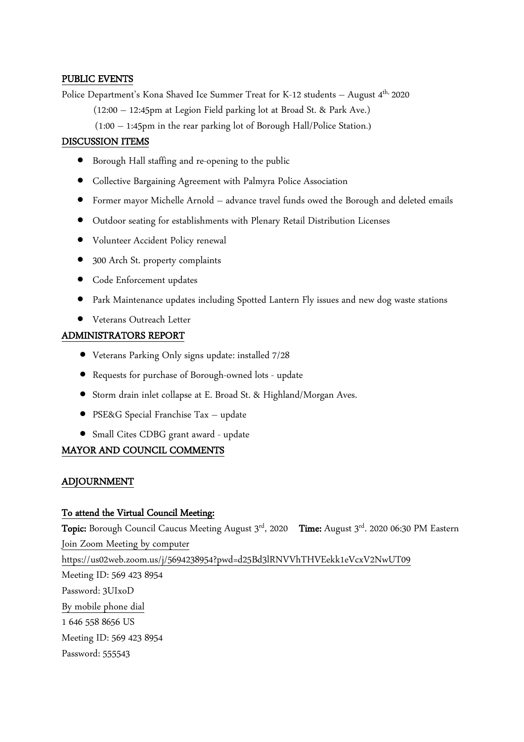## PUBLIC EVENTS

Police Department's Kona Shaved Ice Summer Treat for K-12 students – August 4th, 2020

(12:00 – 12:45pm at Legion Field parking lot at Broad St. & Park Ave.)

(1:00 – 1:45pm in the rear parking lot of Borough Hall/Police Station.)

## DISCUSSION ITEMS

- Borough Hall staffing and re-opening to the public
- Collective Bargaining Agreement with Palmyra Police Association
- Former mayor Michelle Arnold – advance travel funds owed the Borough and deleted emails
- Outdoor seating for establishments with Plenary Retail Distribution Licenses
- Volunteer Accident Policy renewal
- 300 Arch St. property complaints
- Code Enforcement updates
- Park Maintenance updates including Spotted Lantern Fly issues and new dog waste stations
- Veterans Outreach Letter

## ADMINISTRATORS REPORT

- Veterans Parking Only signs update: installed 7/28
- Requests for purchase of Borough-owned lots - update
- Storm drain inlet collapse at E. Broad St. & Highland/Morgan Aves.
- PSE&G Special Franchise Tax – update
- Small Cites CDBG grant award - update

## MAYOR AND COUNCIL COMMENTS

## ADJOURNMENT

## To attend the Virtual Council Meeting:

**Topic:** Borough Council Caucus Meeting August 3rd, 2020 **Time:** August 3rd. 2020 06:30 PM Eastern

Join Zoom Meeting by computer

https://us02web.zoom.us/j/5694238954?pwd=d25Bd3lRNVVhTHVEekk1eVcxV2NwUT09

Meeting ID: 569 423 8954

Password: 3UIxoD

By mobile phone dial

1 646 558 8656 US

Meeting ID: 569 423 8954

Password: 555543